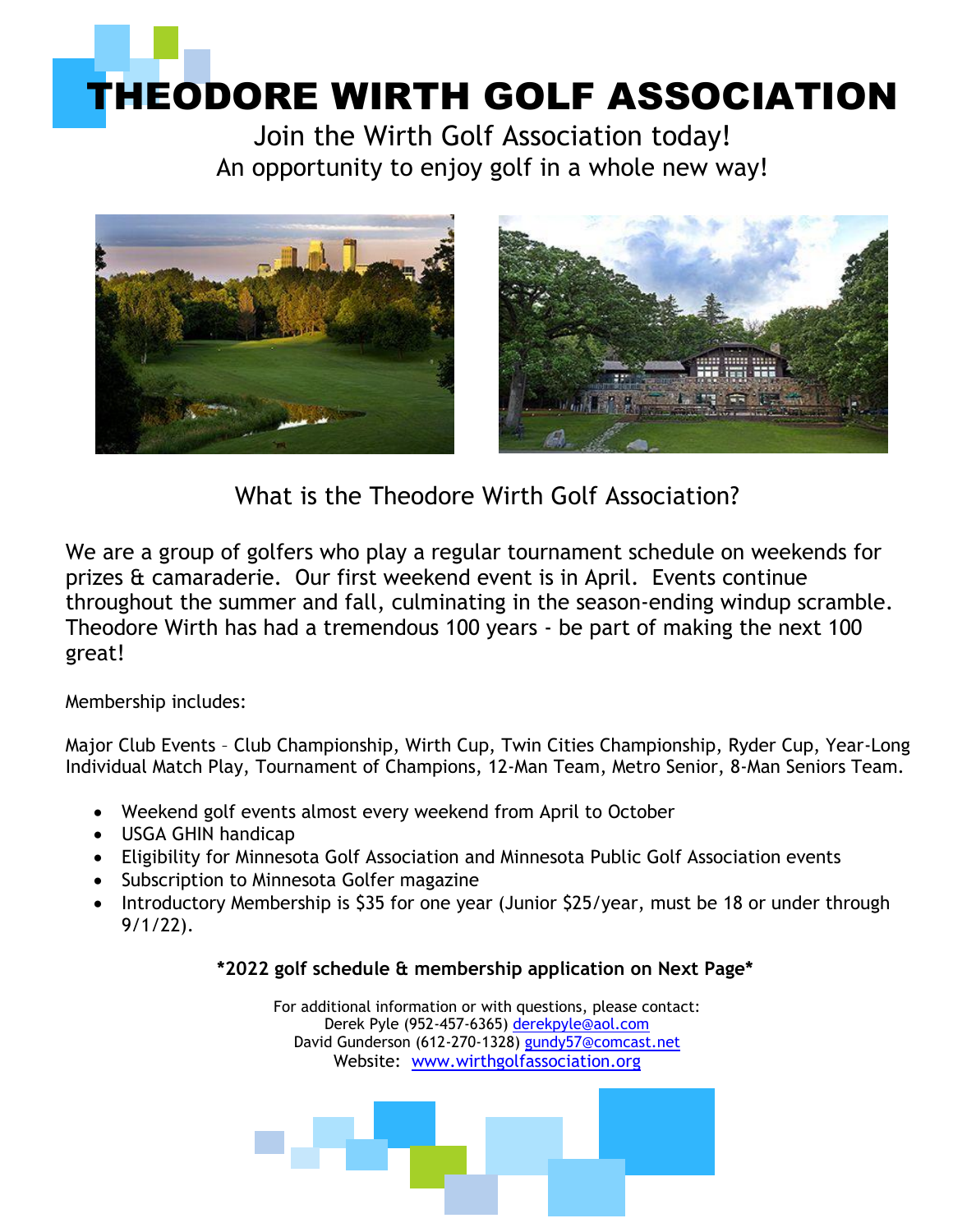# THEODORE WIRTH GOLF ASSOCIATION

Join the Wirth Golf Association today!
An opportunity to enjoy golf in a whole new way!

## What is the Theodore Wirth Golf Association?

We are a group of golfers who play a regular tournament schedule on weekends for prizes & camaraderie. Our first weekend event is in April. Events continue throughout the summer and fall, culminating in the season-ending windup scramble. Theodore Wirth has had a tremendous 100 years - be part of making the next 100 great!

Membership includes:

Major Club Events – Club Championship, Wirth Cup, Twin Cities Championship, Ryder Cup, Year-Long Individual Match Play, Tournament of Champions, 12-Man Team, Metro Senior, 8-Man Seniors Team.

- Weekend golf events almost every weekend from April to October
- USGA GHIN handicap
- Eligibility for Minnesota Golf Association and Minnesota Public Golf Association events
- Subscription to Minnesota Golfer magazine
- Introductory Membership is $35 for one year (Junior $25/year, must be 18 or under through 9/1/22).

**\*2022 golf schedule & membership application on Next Page\***

For additional information or with questions, please contact:
Derek Pyle (952-457-6365) derekpyle@aol.com
David Gunderson (612-270-1328) gundy57@comcast.net
Website: www.wirthgolfassociation.org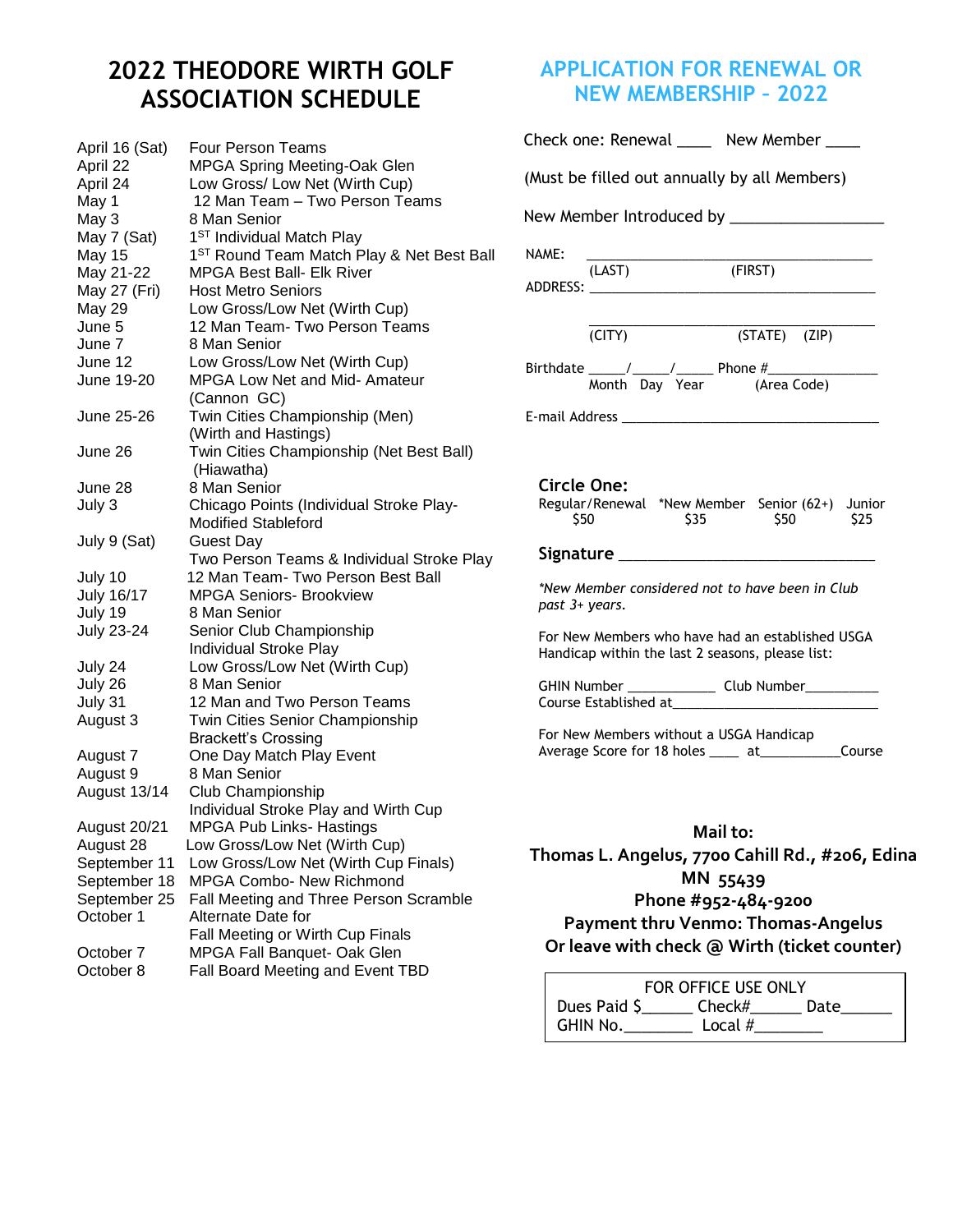# 2022 THEODORE WIRTH GOLF ASSOCIATION SCHEDULE

| | |
|---|---|
| April 16 (Sat) | Four Person Teams |
| April 22 | MPGA Spring Meeting-Oak Glen |
| April 24 | Low Gross/ Low Net (Wirth Cup) |
| May 1 | 12 Man Team – Two Person Teams |
| May 3 | 8 Man Senior |
| May 7 (Sat) | 1ST Individual Match Play |
| May 15 | 1ST Round Team Match Play & Net Best Ball |
| May 21-22 | MPGA Best Ball- Elk River |
| May 27 (Fri) | Host Metro Seniors |
| May 29 | Low Gross/Low Net (Wirth Cup) |
| June 5 | 12 Man Team- Two Person Teams |
| June 7 | 8 Man Senior |
| June 12 | Low Gross/Low Net (Wirth Cup) |
| June 19-20 | MPGA Low Net and Mid- Amateur (Cannon GC) |
| June 25-26 | Twin Cities Championship (Men) (Wirth and Hastings) |
| June 26 | Twin Cities Championship (Net Best Ball) (Hiawatha) |
| June 28 | 8 Man Senior |
| July 3 | Chicago Points (Individual Stroke Play- Modified Stableford |
| July 9 (Sat) | Guest Day<br>Two Person Teams & Individual Stroke Play |
| July 10 | 12 Man Team- Two Person Best Ball |
| July 16/17 | MPGA Seniors- Brookview |
| July 19 | 8 Man Senior |
| July 23-24 | Senior Club Championship<br>Individual Stroke Play |
| July 24 | Low Gross/Low Net (Wirth Cup) |
| July 26 | 8 Man Senior |
| July 31 | 12 Man and Two Person Teams |
| August 3 | Twin Cities Senior Championship<br>Brackett's Crossing |
| August 7 | One Day Match Play Event |
| August 9 | 8 Man Senior |
| August 13/14 | Club Championship<br>Individual Stroke Play and Wirth Cup |
| August 20/21 | MPGA Pub Links- Hastings |
| August 28 | Low Gross/Low Net (Wirth Cup) |
| September 11 | Low Gross/Low Net (Wirth Cup Finals) |
| September 18 | MPGA Combo- New Richmond |
| September 25 | Fall Meeting and Three Person Scramble |
| October 1 | Alternate Date for<br>Fall Meeting or Wirth Cup Finals |
| October 7 | MPGA Fall Banquet- Oak Glen |
| October 8 | Fall Board Meeting and Event TBD |

# APPLICATION FOR RENEWAL OR NEW MEMBERSHIP – 2022

Check one: Renewal ____ New Member ____

(Must be filled out annually by all Members)

New Member Introduced by ________________

NAME: ______________________________________
(LAST) (FIRST)

ADDRESS: ______________________________________

______________________________________
(CITY) (STATE) (ZIP)

Birthdate _____/_____/_____ Phone #______________
Month Day Year (Area Code)

E-mail Address ________________________________

**Circle One:**

| Regular/Renewal | *New Member | Senior (62+) | Junior |
|---|---|---|---|
| $50 | $35 | $50 | $25 |

**Signature** ______________________________

*\*New Member considered not to have been in Club past 3+ years.*

For New Members who have had an established USGA Handicap within the last 2 seasons, please list:

GHIN Number ___________ Club Number_________
Course Established at__________________________

For New Members without a USGA Handicap
Average Score for 18 holes ____ at__________Course

**Mail to:**
**Thomas L. Angelus, 7700 Cahill Rd., #206, Edina MN 55439**
**Phone #952-484-9200**
**Payment thru Venmo: Thomas-Angelus**
**Or leave with check @ Wirth (ticket counter)**

FOR OFFICE USE ONLY
Dues Paid $______ Check#______ Date______
GHIN No.________ Local #________